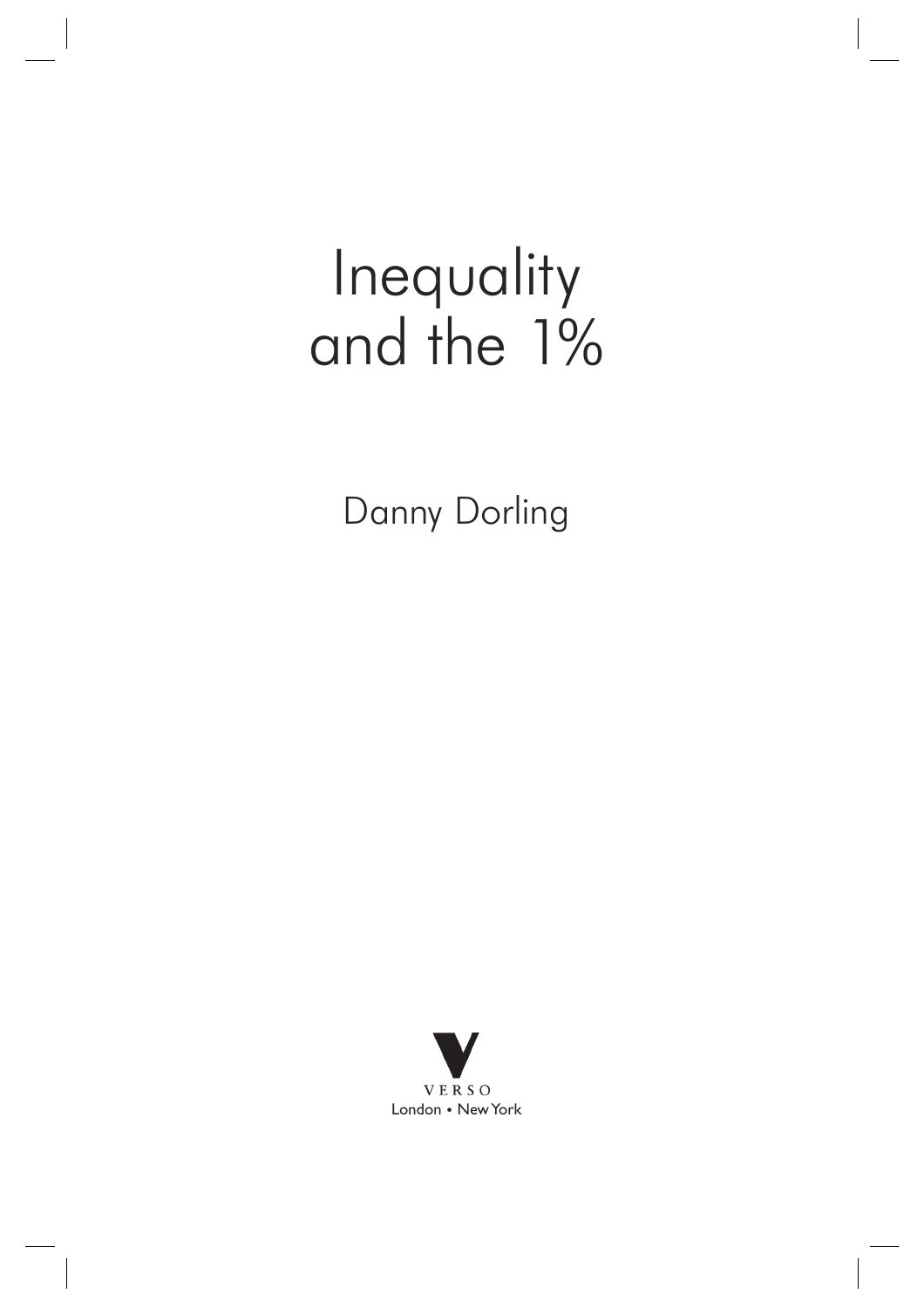# Inequality and the 1%

Danny Dorling

VERSO

London • New York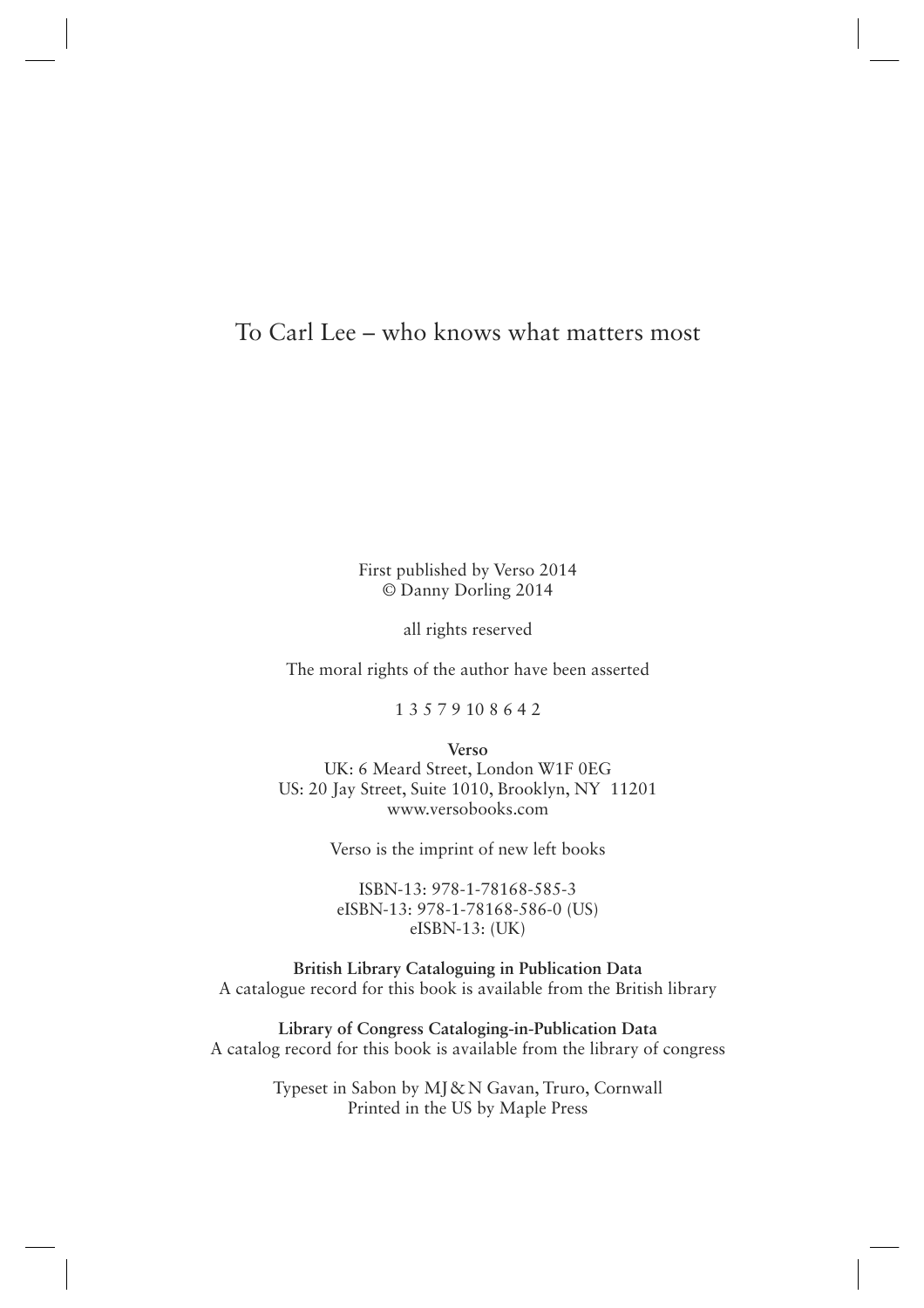To Carl Lee – who knows what matters most

First published by Verso 2014
© Danny Dorling 2014

all rights reserved

The moral rights of the author have been asserted

1 3 5 7 9 10 8 6 4 2

**Verso**
UK: 6 Meard Street, London W1F 0EG
US: 20 Jay Street, Suite 1010, Brooklyn, NY 11201
www.versobooks.com

Verso is the imprint of new left books

ISBN-13: 978-1-78168-585-3
eISBN-13: 978-1-78168-586-0 (US)
eISBN-13: (UK)

**British Library Cataloguing in Publication Data**
A catalogue record for this book is available from the British library

**Library of Congress Cataloging-in-Publication Data**
A catalog record for this book is available from the library of congress

Typeset in Sabon by MJ & N Gavan, Truro, Cornwall
Printed in the US by Maple Press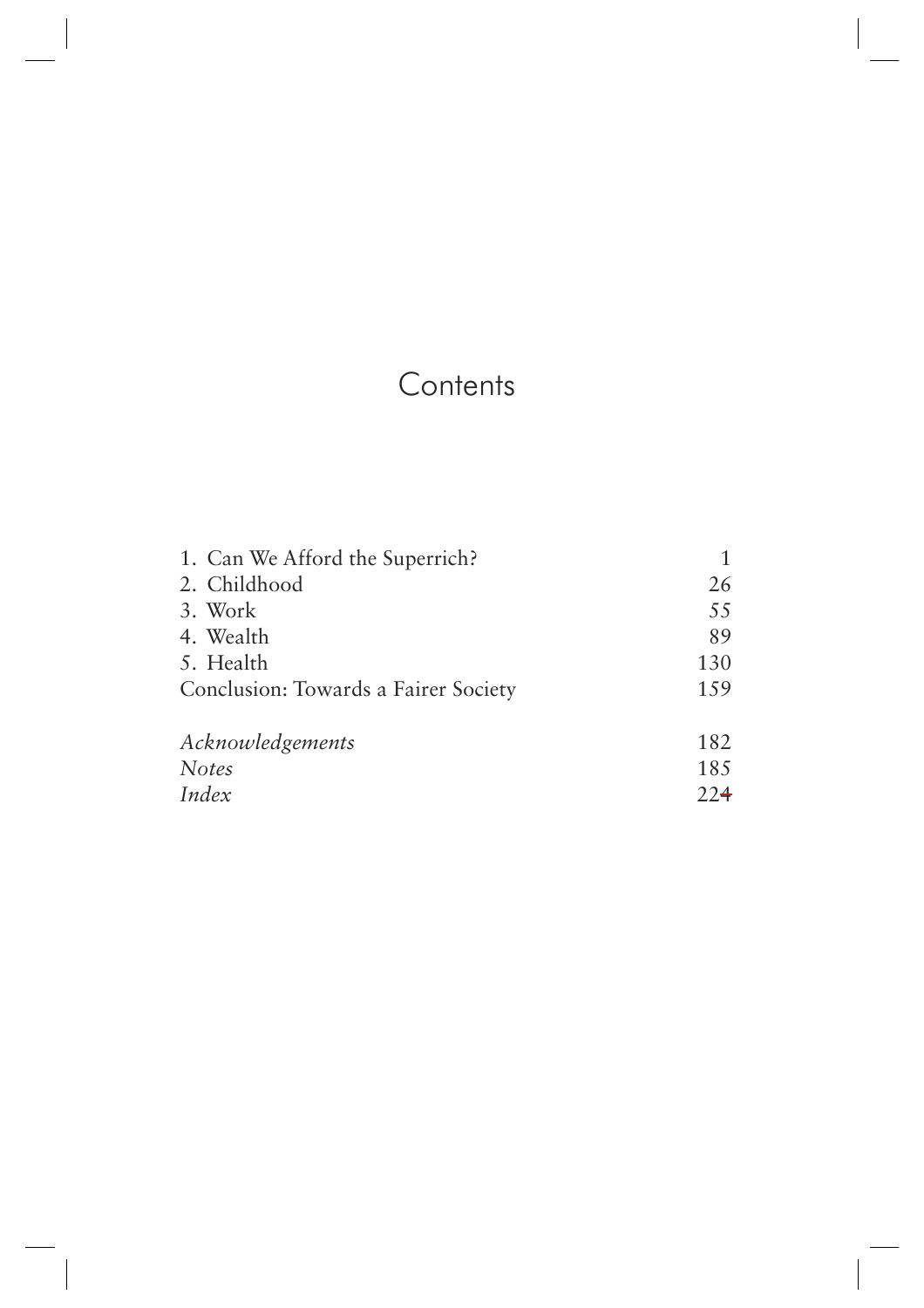# Contents

| | |
|---|---|
| 1. Can We Afford the Superrich? | 1 |
| 2. Childhood | 26 |
| 3. Work | 55 |
| 4. Wealth | 89 |
| 5. Health | 130 |
| Conclusion: Towards a Fairer Society | 159 |
| *Acknowledgements* | 182 |
| *Notes* | 185 |
| *Index* | 224 |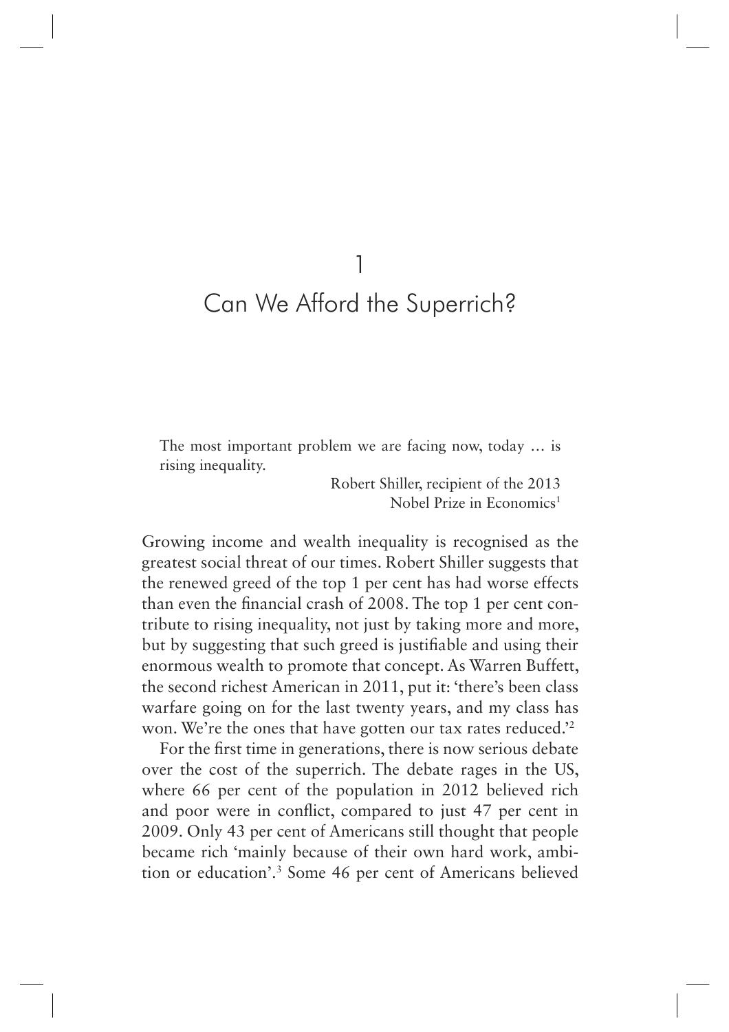# 1

# Can We Afford the Superrich?

> The most important problem we are facing now, today … is rising inequality.
>
> Robert Shiller, recipient of the 2013 Nobel Prize in Economics[1]

Growing income and wealth inequality is recognised as the greatest social threat of our times. Robert Shiller suggests that the renewed greed of the top 1 per cent has had worse effects than even the financial crash of 2008. The top 1 per cent contribute to rising inequality, not just by taking more and more, but by suggesting that such greed is justifiable and using their enormous wealth to promote that concept. As Warren Buffett, the second richest American in 2011, put it: 'there's been class warfare going on for the last twenty years, and my class has won. We're the ones that have gotten our tax rates reduced.'[2]

For the first time in generations, there is now serious debate over the cost of the superrich. The debate rages in the US, where 66 per cent of the population in 2012 believed rich and poor were in conflict, compared to just 47 per cent in 2009. Only 43 per cent of Americans still thought that people became rich 'mainly because of their own hard work, ambition or education'.[3] Some 46 per cent of Americans believed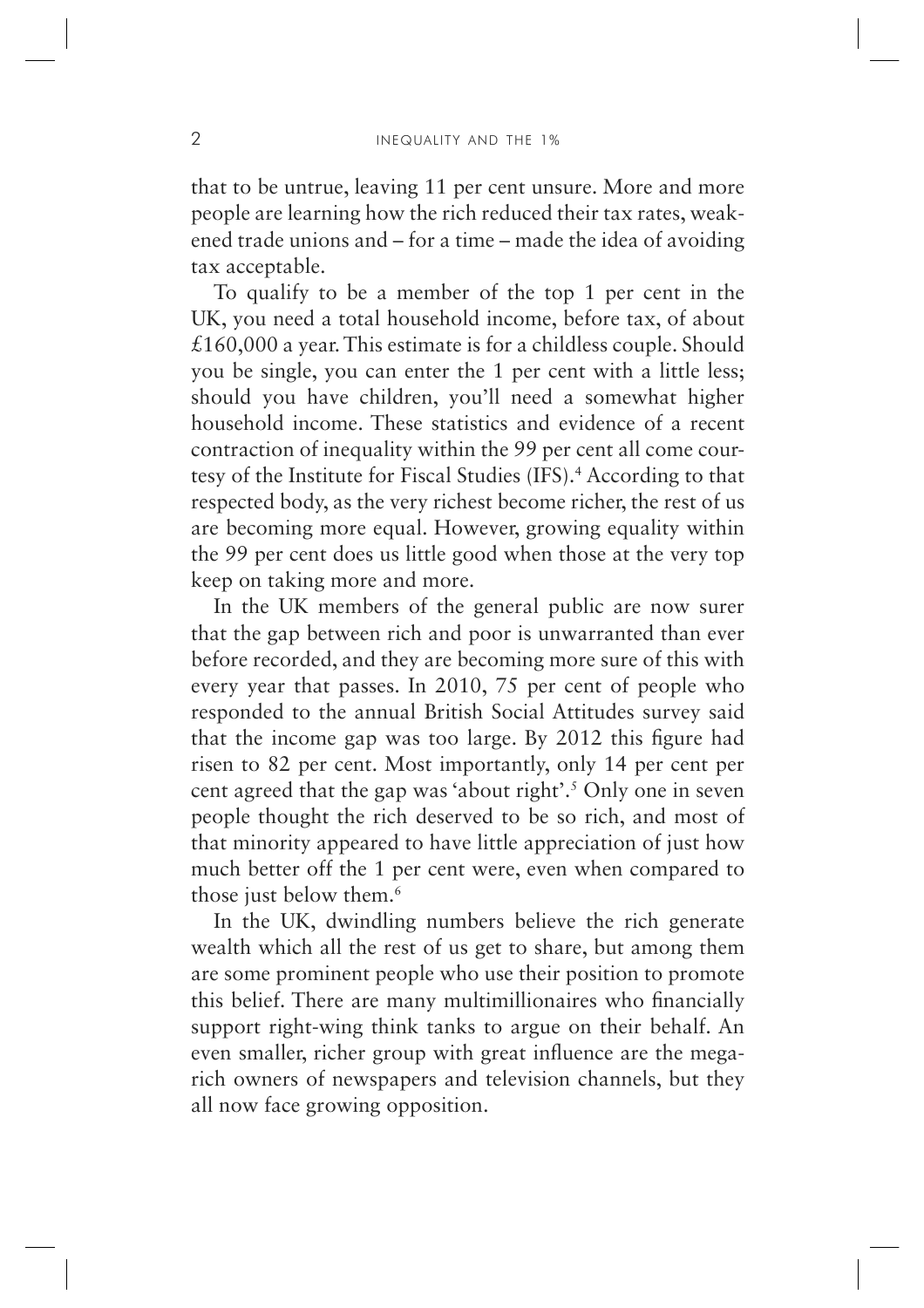that to be untrue, leaving 11 per cent unsure. More and more people are learning how the rich reduced their tax rates, weakened trade unions and – for a time – made the idea of avoiding tax acceptable.

To qualify to be a member of the top 1 per cent in the UK, you need a total household income, before tax, of about £160,000 a year. This estimate is for a childless couple. Should you be single, you can enter the 1 per cent with a little less; should you have children, you'll need a somewhat higher household income. These statistics and evidence of a recent contraction of inequality within the 99 per cent all come courtesy of the Institute for Fiscal Studies (IFS).[4] According to that respected body, as the very richest become richer, the rest of us are becoming more equal. However, growing equality within the 99 per cent does us little good when those at the very top keep on taking more and more.

In the UK members of the general public are now surer that the gap between rich and poor is unwarranted than ever before recorded, and they are becoming more sure of this with every year that passes. In 2010, 75 per cent of people who responded to the annual British Social Attitudes survey said that the income gap was too large. By 2012 this figure had risen to 82 per cent. Most importantly, only 14 per cent per cent agreed that the gap was 'about right'.[5] Only one in seven people thought the rich deserved to be so rich, and most of that minority appeared to have little appreciation of just how much better off the 1 per cent were, even when compared to those just below them.[6]

In the UK, dwindling numbers believe the rich generate wealth which all the rest of us get to share, but among them are some prominent people who use their position to promote this belief. There are many multimillionaires who financially support right-wing think tanks to argue on their behalf. An even smaller, richer group with great influence are the mega-rich owners of newspapers and television channels, but they all now face growing opposition.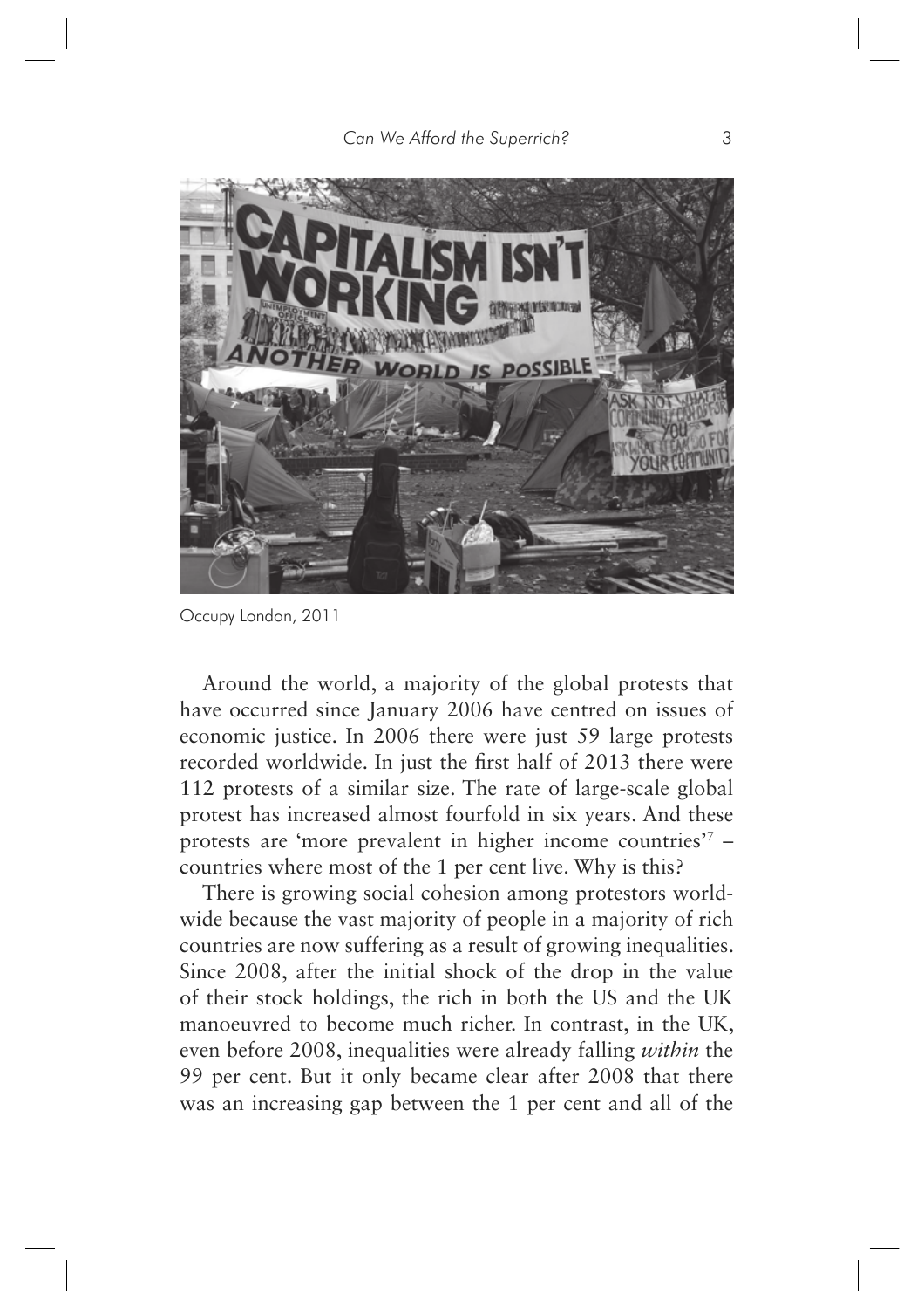Occupy London, 2011

Around the world, a majority of the global protests that have occurred since January 2006 have centred on issues of economic justice. In 2006 there were just 59 large protests recorded worldwide. In just the first half of 2013 there were 112 protests of a similar size. The rate of large-scale global protest has increased almost fourfold in six years. And these protests are 'more prevalent in higher income countries'[7] – countries where most of the 1 per cent live. Why is this?

There is growing social cohesion among protestors worldwide because the vast majority of people in a majority of rich countries are now suffering as a result of growing inequalities. Since 2008, after the initial shock of the drop in the value of their stock holdings, the rich in both the US and the UK manoeuvred to become much richer. In contrast, in the UK, even before 2008, inequalities were already falling *within* the 99 per cent. But it only became clear after 2008 that there was an increasing gap between the 1 per cent and all of the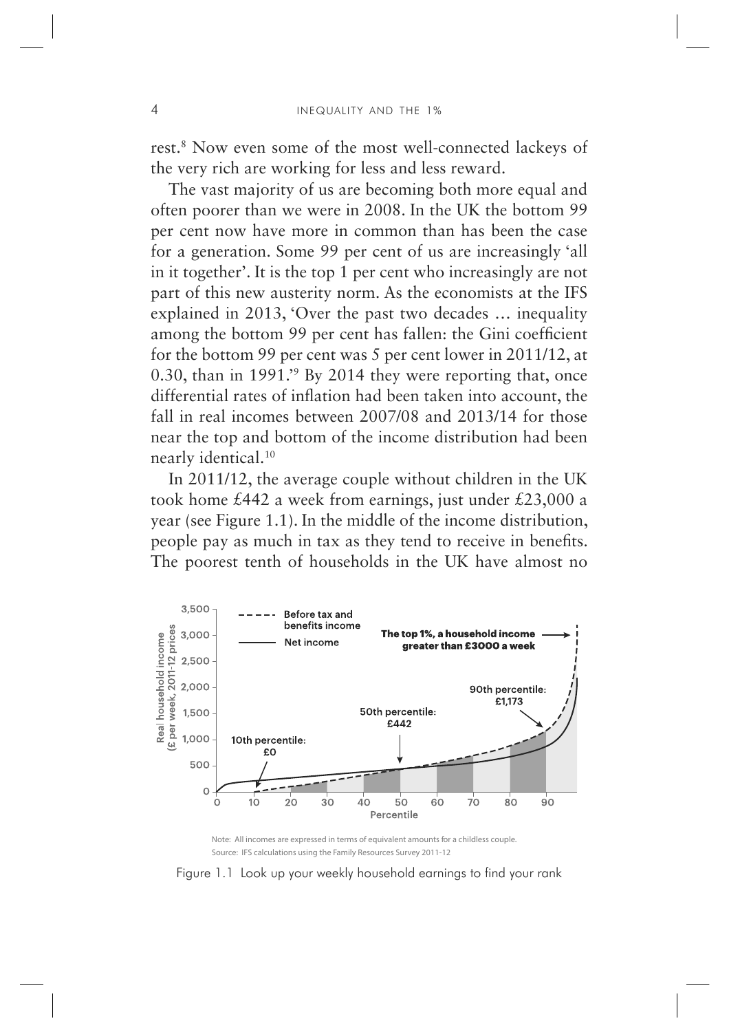rest.[8] Now even some of the most well-connected lackeys of the very rich are working for less and less reward.

The vast majority of us are becoming both more equal and often poorer than we were in 2008. In the UK the bottom 99 per cent now have more in common than has been the case for a generation. Some 99 per cent of us are increasingly 'all in it together'. It is the top 1 per cent who increasingly are not part of this new austerity norm. As the economists at the IFS explained in 2013, 'Over the past two decades … inequality among the bottom 99 per cent has fallen: the Gini coefficient for the bottom 99 per cent was 5 per cent lower in 2011/12, at 0.30, than in 1991.'[9] By 2014 they were reporting that, once differential rates of inflation had been taken into account, the fall in real incomes between 2007/08 and 2013/14 for those near the top and bottom of the income distribution had been nearly identical.[10]

In 2011/12, the average couple without children in the UK took home £442 a week from earnings, just under £23,000 a year (see Figure 1.1). In the middle of the income distribution, people pay as much in tax as they tend to receive in benefits. The poorest tenth of households in the UK have almost no

Note: All incomes are expressed in terms of equivalent amounts for a childless couple.
Source: IFS calculations using the Family Resources Survey 2011-12

Figure 1.1 Look up your weekly household earnings to find your rank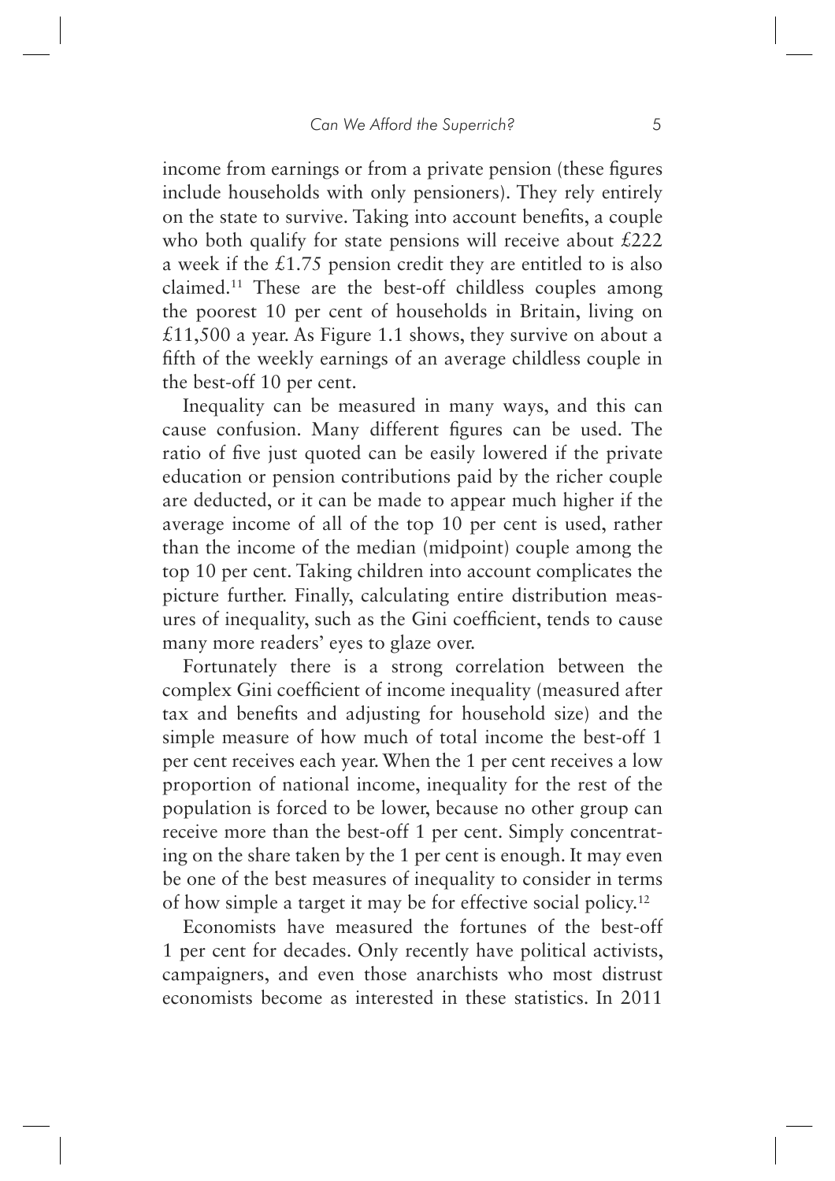income from earnings or from a private pension (these figures include households with only pensioners). They rely entirely on the state to survive. Taking into account benefits, a couple who both qualify for state pensions will receive about £222 a week if the £1.75 pension credit they are entitled to is also claimed.[11] These are the best-off childless couples among the poorest 10 per cent of households in Britain, living on £11,500 a year. As Figure 1.1 shows, they survive on about a fifth of the weekly earnings of an average childless couple in the best-off 10 per cent.

Inequality can be measured in many ways, and this can cause confusion. Many different figures can be used. The ratio of five just quoted can be easily lowered if the private education or pension contributions paid by the richer couple are deducted, or it can be made to appear much higher if the average income of all of the top 10 per cent is used, rather than the income of the median (midpoint) couple among the top 10 per cent. Taking children into account complicates the picture further. Finally, calculating entire distribution measures of inequality, such as the Gini coefficient, tends to cause many more readers' eyes to glaze over.

Fortunately there is a strong correlation between the complex Gini coefficient of income inequality (measured after tax and benefits and adjusting for household size) and the simple measure of how much of total income the best-off 1 per cent receives each year. When the 1 per cent receives a low proportion of national income, inequality for the rest of the population is forced to be lower, because no other group can receive more than the best-off 1 per cent. Simply concentrating on the share taken by the 1 per cent is enough. It may even be one of the best measures of inequality to consider in terms of how simple a target it may be for effective social policy.[12]

Economists have measured the fortunes of the best-off 1 per cent for decades. Only recently have political activists, campaigners, and even those anarchists who most distrust economists become as interested in these statistics. In 2011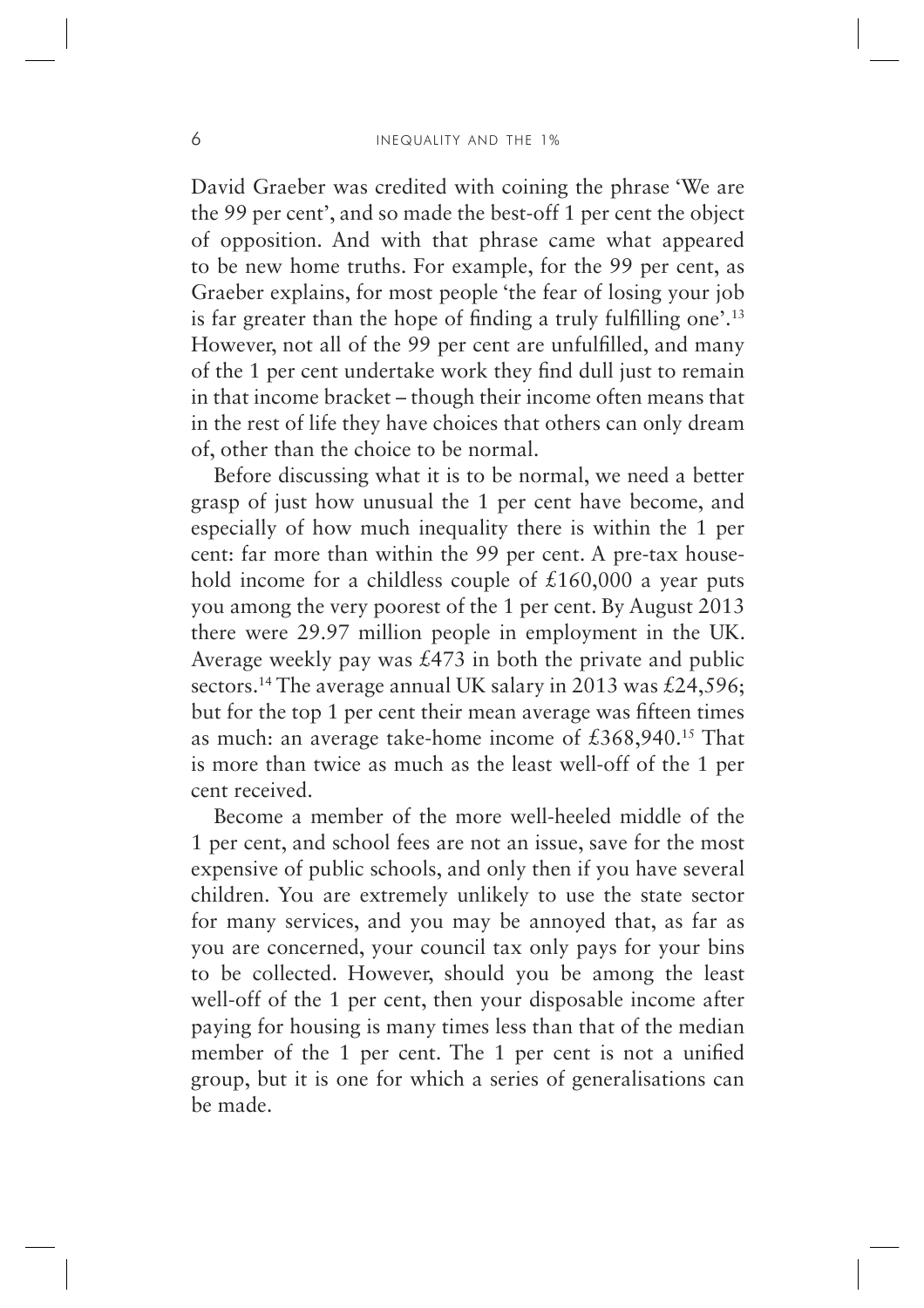David Graeber was credited with coining the phrase 'We are the 99 per cent', and so made the best-off 1 per cent the object of opposition. And with that phrase came what appeared to be new home truths. For example, for the 99 per cent, as Graeber explains, for most people 'the fear of losing your job is far greater than the hope of finding a truly fulfilling one'.[13] However, not all of the 99 per cent are unfulfilled, and many of the 1 per cent undertake work they find dull just to remain in that income bracket – though their income often means that in the rest of life they have choices that others can only dream of, other than the choice to be normal.

Before discussing what it is to be normal, we need a better grasp of just how unusual the 1 per cent have become, and especially of how much inequality there is within the 1 per cent: far more than within the 99 per cent. A pre-tax household income for a childless couple of £160,000 a year puts you among the very poorest of the 1 per cent. By August 2013 there were 29.97 million people in employment in the UK. Average weekly pay was £473 in both the private and public sectors.[14] The average annual UK salary in 2013 was £24,596; but for the top 1 per cent their mean average was fifteen times as much: an average take-home income of £368,940.[15] That is more than twice as much as the least well-off of the 1 per cent received.

Become a member of the more well-heeled middle of the 1 per cent, and school fees are not an issue, save for the most expensive of public schools, and only then if you have several children. You are extremely unlikely to use the state sector for many services, and you may be annoyed that, as far as you are concerned, your council tax only pays for your bins to be collected. However, should you be among the least well-off of the 1 per cent, then your disposable income after paying for housing is many times less than that of the median member of the 1 per cent. The 1 per cent is not a unified group, but it is one for which a series of generalisations can be made.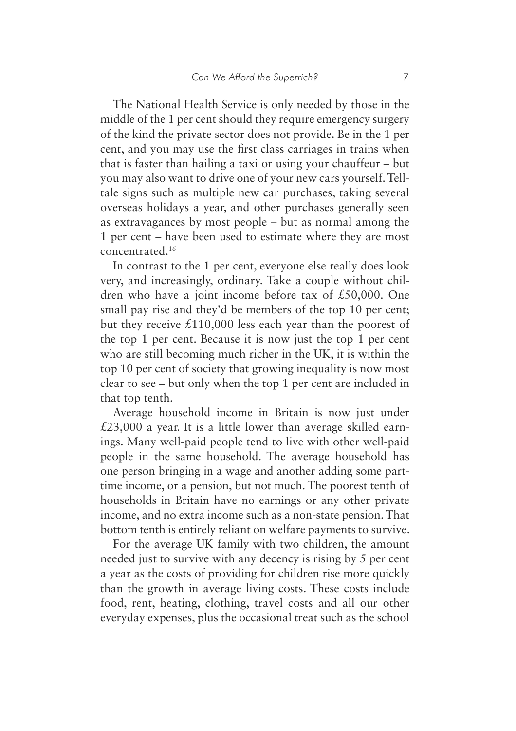The National Health Service is only needed by those in the middle of the 1 per cent should they require emergency surgery of the kind the private sector does not provide. Be in the 1 per cent, and you may use the first class carriages in trains when that is faster than hailing a taxi or using your chauffeur – but you may also want to drive one of your new cars yourself. Telltale signs such as multiple new car purchases, taking several overseas holidays a year, and other purchases generally seen as extravagances by most people – but as normal among the 1 per cent – have been used to estimate where they are most concentrated.[16]

In contrast to the 1 per cent, everyone else really does look very, and increasingly, ordinary. Take a couple without children who have a joint income before tax of £50,000. One small pay rise and they'd be members of the top 10 per cent; but they receive £110,000 less each year than the poorest of the top 1 per cent. Because it is now just the top 1 per cent who are still becoming much richer in the UK, it is within the top 10 per cent of society that growing inequality is now most clear to see – but only when the top 1 per cent are included in that top tenth.

Average household income in Britain is now just under £23,000 a year. It is a little lower than average skilled earnings. Many well-paid people tend to live with other well-paid people in the same household. The average household has one person bringing in a wage and another adding some part-time income, or a pension, but not much. The poorest tenth of households in Britain have no earnings or any other private income, and no extra income such as a non-state pension. That bottom tenth is entirely reliant on welfare payments to survive.

For the average UK family with two children, the amount needed just to survive with any decency is rising by 5 per cent a year as the costs of providing for children rise more quickly than the growth in average living costs. These costs include food, rent, heating, clothing, travel costs and all our other everyday expenses, plus the occasional treat such as the school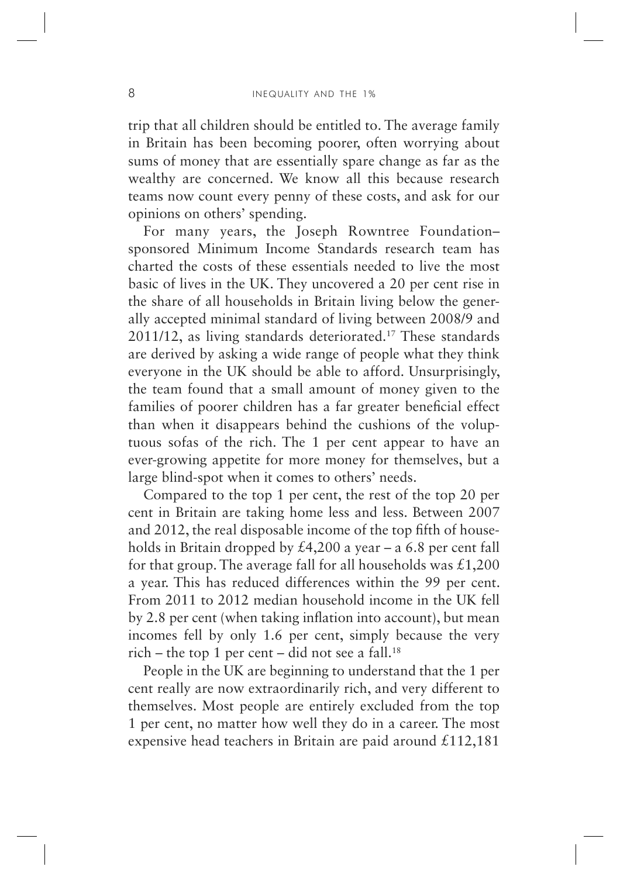trip that all children should be entitled to. The average family in Britain has been becoming poorer, often worrying about sums of money that are essentially spare change as far as the wealthy are concerned. We know all this because research teams now count every penny of these costs, and ask for our opinions on others' spending.

For many years, the Joseph Rowntree Foundation–sponsored Minimum Income Standards research team has charted the costs of these essentials needed to live the most basic of lives in the UK. They uncovered a 20 per cent rise in the share of all households in Britain living below the generally accepted minimal standard of living between 2008/9 and 2011/12, as living standards deteriorated.[17] These standards are derived by asking a wide range of people what they think everyone in the UK should be able to afford. Unsurprisingly, the team found that a small amount of money given to the families of poorer children has a far greater beneficial effect than when it disappears behind the cushions of the voluptuous sofas of the rich. The 1 per cent appear to have an ever-growing appetite for more money for themselves, but a large blind-spot when it comes to others' needs.

Compared to the top 1 per cent, the rest of the top 20 per cent in Britain are taking home less and less. Between 2007 and 2012, the real disposable income of the top fifth of households in Britain dropped by £4,200 a year – a 6.8 per cent fall for that group. The average fall for all households was £1,200 a year. This has reduced differences within the 99 per cent. From 2011 to 2012 median household income in the UK fell by 2.8 per cent (when taking inflation into account), but mean incomes fell by only 1.6 per cent, simply because the very rich – the top 1 per cent – did not see a fall.[18]

People in the UK are beginning to understand that the 1 per cent really are now extraordinarily rich, and very different to themselves. Most people are entirely excluded from the top 1 per cent, no matter how well they do in a career. The most expensive head teachers in Britain are paid around £112,181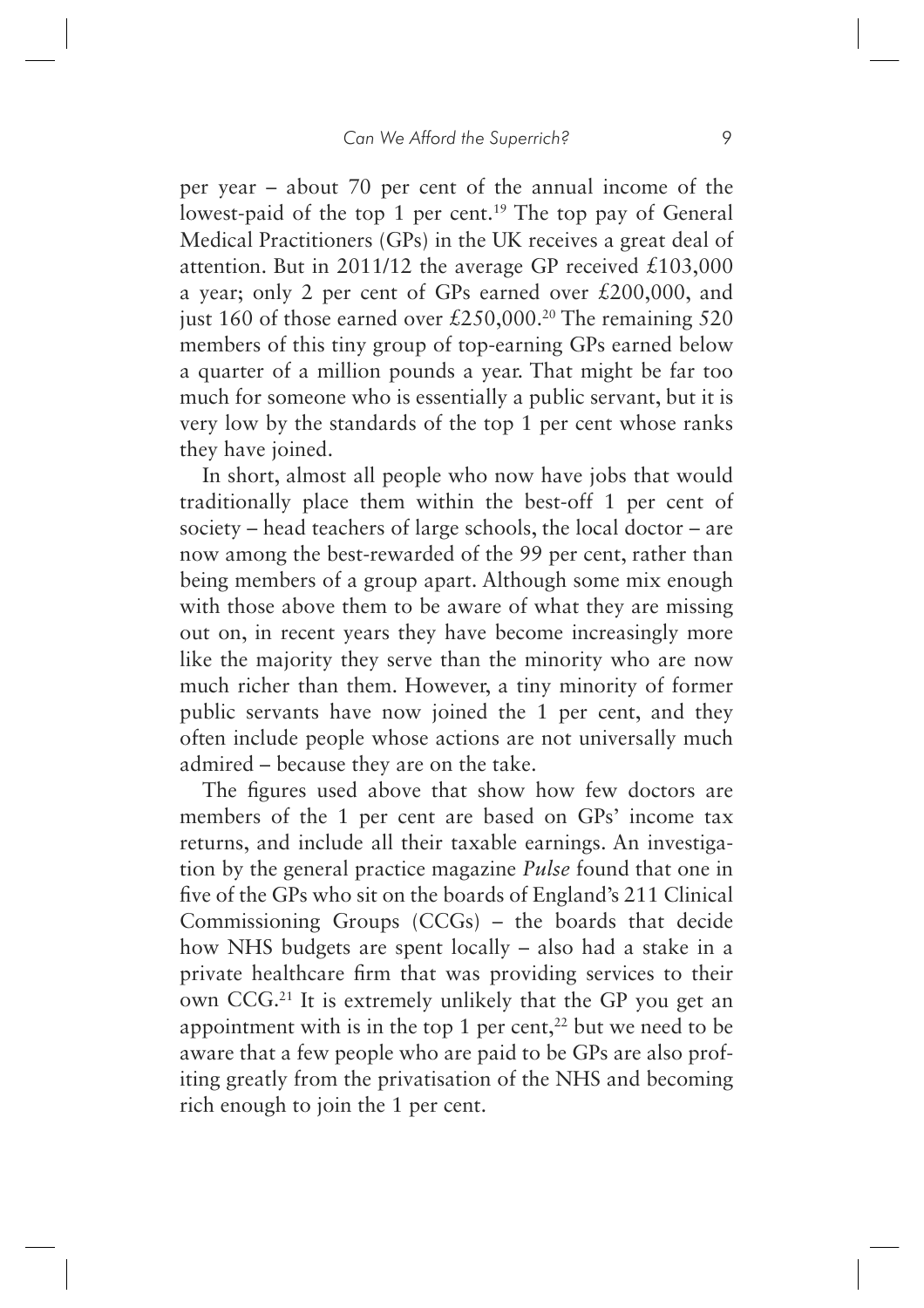per year – about 70 per cent of the annual income of the lowest-paid of the top 1 per cent.[19] The top pay of General Medical Practitioners (GPs) in the UK receives a great deal of attention. But in 2011/12 the average GP received £103,000 a year; only 2 per cent of GPs earned over £200,000, and just 160 of those earned over £250,000.[20] The remaining 520 members of this tiny group of top-earning GPs earned below a quarter of a million pounds a year. That might be far too much for someone who is essentially a public servant, but it is very low by the standards of the top 1 per cent whose ranks they have joined.

In short, almost all people who now have jobs that would traditionally place them within the best-off 1 per cent of society – head teachers of large schools, the local doctor – are now among the best-rewarded of the 99 per cent, rather than being members of a group apart. Although some mix enough with those above them to be aware of what they are missing out on, in recent years they have become increasingly more like the majority they serve than the minority who are now much richer than them. However, a tiny minority of former public servants have now joined the 1 per cent, and they often include people whose actions are not universally much admired – because they are on the take.

The figures used above that show how few doctors are members of the 1 per cent are based on GPs' income tax returns, and include all their taxable earnings. An investigation by the general practice magazine *Pulse* found that one in five of the GPs who sit on the boards of England's 211 Clinical Commissioning Groups (CCGs) – the boards that decide how NHS budgets are spent locally – also had a stake in a private healthcare firm that was providing services to their own CCG.[21] It is extremely unlikely that the GP you get an appointment with is in the top 1 per cent,[22] but we need to be aware that a few people who are paid to be GPs are also profiting greatly from the privatisation of the NHS and becoming rich enough to join the 1 per cent.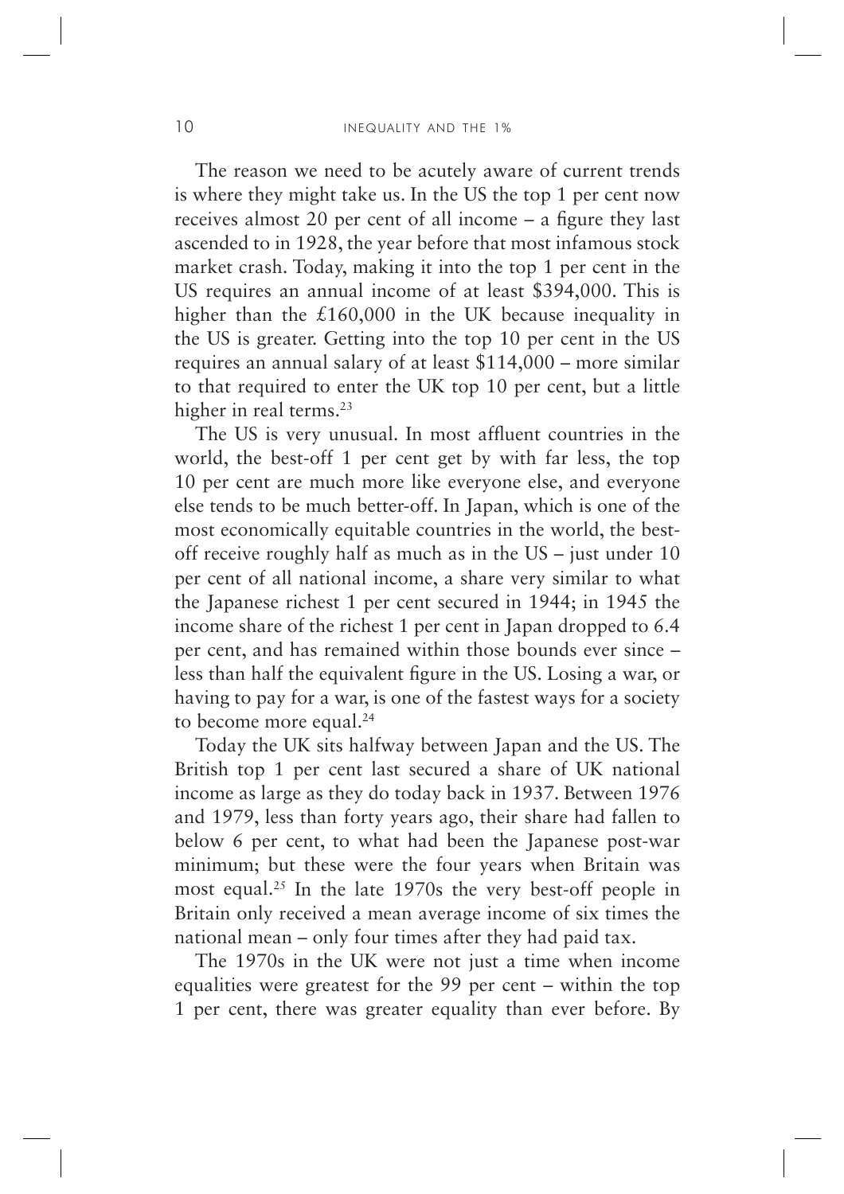The reason we need to be acutely aware of current trends is where they might take us. In the US the top 1 per cent now receives almost 20 per cent of all income – a figure they last ascended to in 1928, the year before that most infamous stock market crash. Today, making it into the top 1 per cent in the US requires an annual income of at least $394,000. This is higher than the £160,000 in the UK because inequality in the US is greater. Getting into the top 10 per cent in the US requires an annual salary of at least $114,000 – more similar to that required to enter the UK top 10 per cent, but a little higher in real terms.[23]

The US is very unusual. In most affluent countries in the world, the best-off 1 per cent get by with far less, the top 10 per cent are much more like everyone else, and everyone else tends to be much better-off. In Japan, which is one of the most economically equitable countries in the world, the best-off receive roughly half as much as in the US – just under 10 per cent of all national income, a share very similar to what the Japanese richest 1 per cent secured in 1944; in 1945 the income share of the richest 1 per cent in Japan dropped to 6.4 per cent, and has remained within those bounds ever since – less than half the equivalent figure in the US. Losing a war, or having to pay for a war, is one of the fastest ways for a society to become more equal.[24]

Today the UK sits halfway between Japan and the US. The British top 1 per cent last secured a share of UK national income as large as they do today back in 1937. Between 1976 and 1979, less than forty years ago, their share had fallen to below 6 per cent, to what had been the Japanese post-war minimum; but these were the four years when Britain was most equal.[25] In the late 1970s the very best-off people in Britain only received a mean average income of six times the national mean – only four times after they had paid tax.

The 1970s in the UK were not just a time when income equalities were greatest for the 99 per cent – within the top 1 per cent, there was greater equality than ever before. By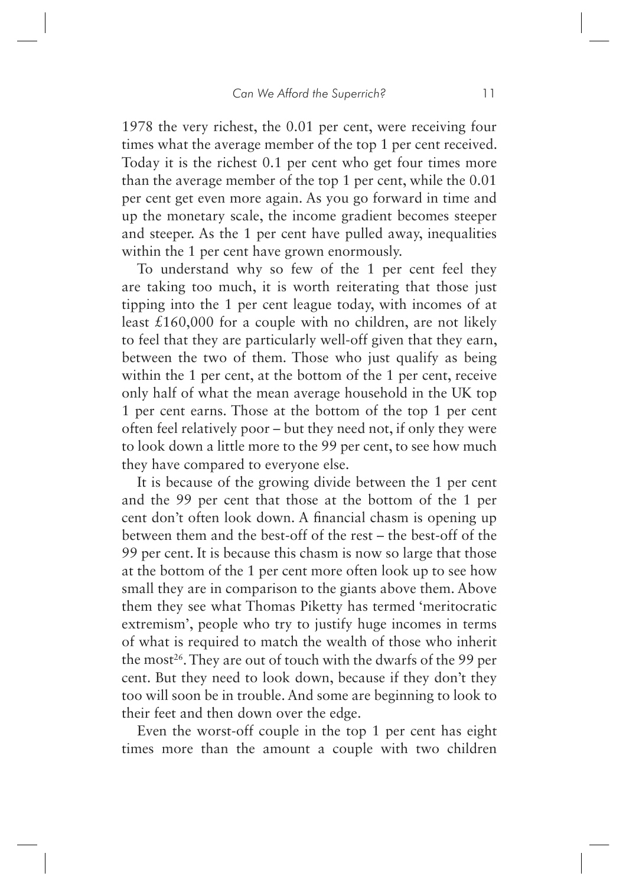1978 the very richest, the 0.01 per cent, were receiving four times what the average member of the top 1 per cent received. Today it is the richest 0.1 per cent who get four times more than the average member of the top 1 per cent, while the 0.01 per cent get even more again. As you go forward in time and up the monetary scale, the income gradient becomes steeper and steeper. As the 1 per cent have pulled away, inequalities within the 1 per cent have grown enormously.

To understand why so few of the 1 per cent feel they are taking too much, it is worth reiterating that those just tipping into the 1 per cent league today, with incomes of at least £160,000 for a couple with no children, are not likely to feel that they are particularly well-off given that they earn, between the two of them. Those who just qualify as being within the 1 per cent, at the bottom of the 1 per cent, receive only half of what the mean average household in the UK top 1 per cent earns. Those at the bottom of the top 1 per cent often feel relatively poor – but they need not, if only they were to look down a little more to the 99 per cent, to see how much they have compared to everyone else.

It is because of the growing divide between the 1 per cent and the 99 per cent that those at the bottom of the 1 per cent don't often look down. A financial chasm is opening up between them and the best-off of the rest – the best-off of the 99 per cent. It is because this chasm is now so large that those at the bottom of the 1 per cent more often look up to see how small they are in comparison to the giants above them. Above them they see what Thomas Piketty has termed 'meritocratic extremism', people who try to justify huge incomes in terms of what is required to match the wealth of those who inherit the most[26]. They are out of touch with the dwarfs of the 99 per cent. But they need to look down, because if they don't they too will soon be in trouble. And some are beginning to look to their feet and then down over the edge.

Even the worst-off couple in the top 1 per cent has eight times more than the amount a couple with two children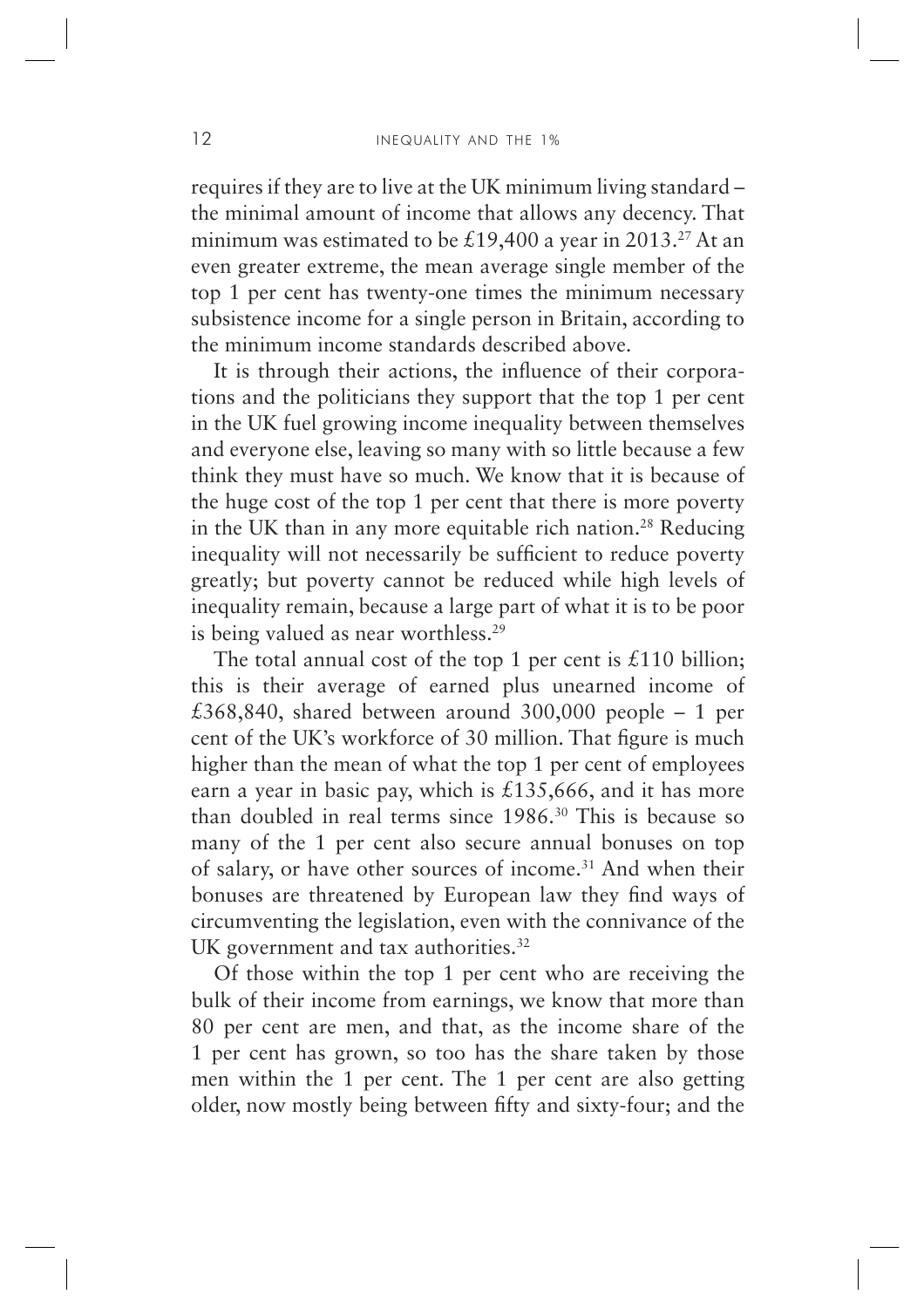requires if they are to live at the UK minimum living standard – the minimal amount of income that allows any decency. That minimum was estimated to be £19,400 a year in 2013.[27] At an even greater extreme, the mean average single member of the top 1 per cent has twenty-one times the minimum necessary subsistence income for a single person in Britain, according to the minimum income standards described above.

It is through their actions, the influence of their corporations and the politicians they support that the top 1 per cent in the UK fuel growing income inequality between themselves and everyone else, leaving so many with so little because a few think they must have so much. We know that it is because of the huge cost of the top 1 per cent that there is more poverty in the UK than in any more equitable rich nation.[28] Reducing inequality will not necessarily be sufficient to reduce poverty greatly; but poverty cannot be reduced while high levels of inequality remain, because a large part of what it is to be poor is being valued as near worthless.[29]

The total annual cost of the top 1 per cent is £110 billion; this is their average of earned plus unearned income of £368,840, shared between around 300,000 people – 1 per cent of the UK's workforce of 30 million. That figure is much higher than the mean of what the top 1 per cent of employees earn a year in basic pay, which is £135,666, and it has more than doubled in real terms since 1986.[30] This is because so many of the 1 per cent also secure annual bonuses on top of salary, or have other sources of income.[31] And when their bonuses are threatened by European law they find ways of circumventing the legislation, even with the connivance of the UK government and tax authorities.[32]

Of those within the top 1 per cent who are receiving the bulk of their income from earnings, we know that more than 80 per cent are men, and that, as the income share of the 1 per cent has grown, so too has the share taken by those men within the 1 per cent. The 1 per cent are also getting older, now mostly being between fifty and sixty-four; and the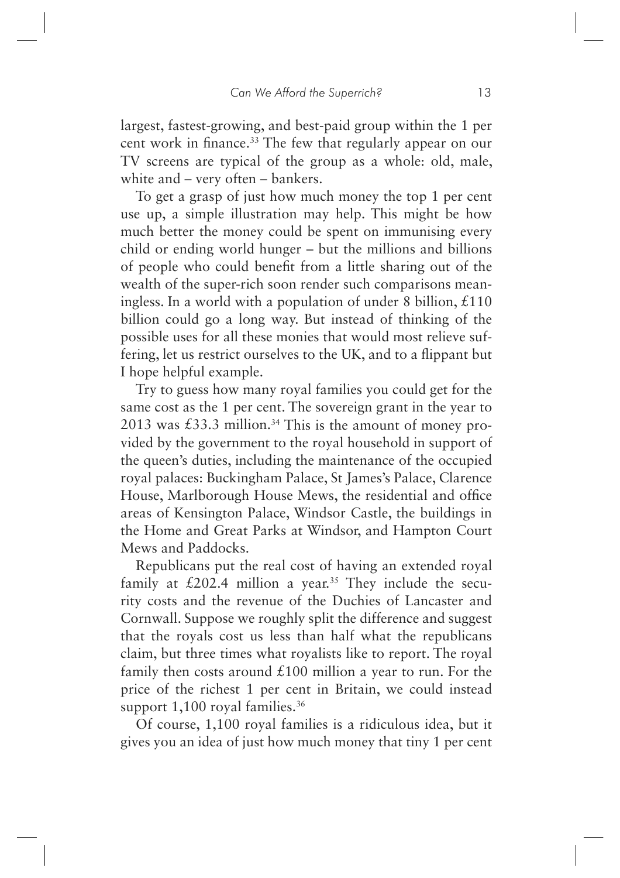largest, fastest-growing, and best-paid group within the 1 per cent work in finance.[33] The few that regularly appear on our TV screens are typical of the group as a whole: old, male, white and – very often – bankers.

To get a grasp of just how much money the top 1 per cent use up, a simple illustration may help. This might be how much better the money could be spent on immunising every child or ending world hunger – but the millions and billions of people who could benefit from a little sharing out of the wealth of the super-rich soon render such comparisons meaningless. In a world with a population of under 8 billion, £110 billion could go a long way. But instead of thinking of the possible uses for all these monies that would most relieve suffering, let us restrict ourselves to the UK, and to a flippant but I hope helpful example.

Try to guess how many royal families you could get for the same cost as the 1 per cent. The sovereign grant in the year to 2013 was £33.3 million.[34] This is the amount of money provided by the government to the royal household in support of the queen's duties, including the maintenance of the occupied royal palaces: Buckingham Palace, St James's Palace, Clarence House, Marlborough House Mews, the residential and office areas of Kensington Palace, Windsor Castle, the buildings in the Home and Great Parks at Windsor, and Hampton Court Mews and Paddocks.

Republicans put the real cost of having an extended royal family at £202.4 million a year.[35] They include the security costs and the revenue of the Duchies of Lancaster and Cornwall. Suppose we roughly split the difference and suggest that the royals cost us less than half what the republicans claim, but three times what royalists like to report. The royal family then costs around £100 million a year to run. For the price of the richest 1 per cent in Britain, we could instead support 1,100 royal families.[36]

Of course, 1,100 royal families is a ridiculous idea, but it gives you an idea of just how much money that tiny 1 per cent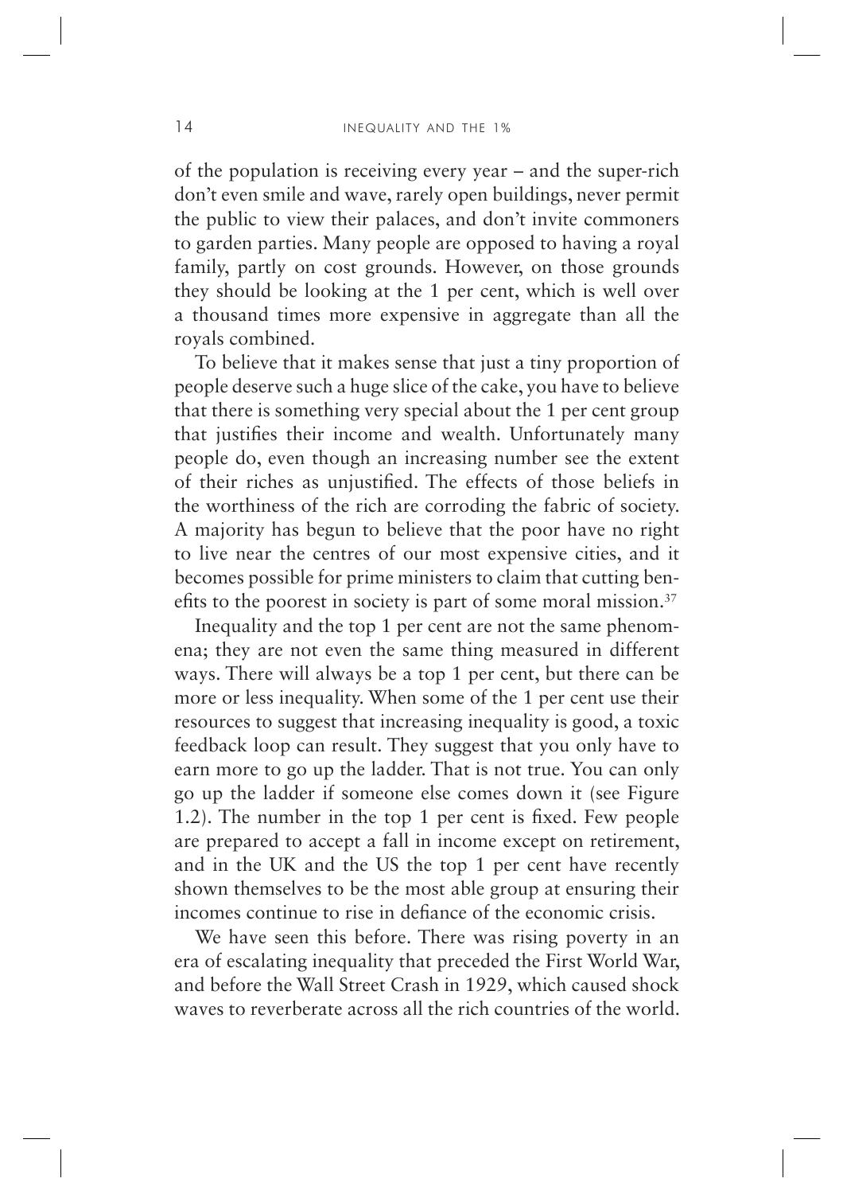of the population is receiving every year – and the super-rich don't even smile and wave, rarely open buildings, never permit the public to view their palaces, and don't invite commoners to garden parties. Many people are opposed to having a royal family, partly on cost grounds. However, on those grounds they should be looking at the 1 per cent, which is well over a thousand times more expensive in aggregate than all the royals combined.

To believe that it makes sense that just a tiny proportion of people deserve such a huge slice of the cake, you have to believe that there is something very special about the 1 per cent group that justifies their income and wealth. Unfortunately many people do, even though an increasing number see the extent of their riches as unjustified. The effects of those beliefs in the worthiness of the rich are corroding the fabric of society. A majority has begun to believe that the poor have no right to live near the centres of our most expensive cities, and it becomes possible for prime ministers to claim that cutting benefits to the poorest in society is part of some moral mission.[37]

Inequality and the top 1 per cent are not the same phenomena; they are not even the same thing measured in different ways. There will always be a top 1 per cent, but there can be more or less inequality. When some of the 1 per cent use their resources to suggest that increasing inequality is good, a toxic feedback loop can result. They suggest that you only have to earn more to go up the ladder. That is not true. You can only go up the ladder if someone else comes down it (see Figure 1.2). The number in the top 1 per cent is fixed. Few people are prepared to accept a fall in income except on retirement, and in the UK and the US the top 1 per cent have recently shown themselves to be the most able group at ensuring their incomes continue to rise in defiance of the economic crisis.

We have seen this before. There was rising poverty in an era of escalating inequality that preceded the First World War, and before the Wall Street Crash in 1929, which caused shock waves to reverberate across all the rich countries of the world.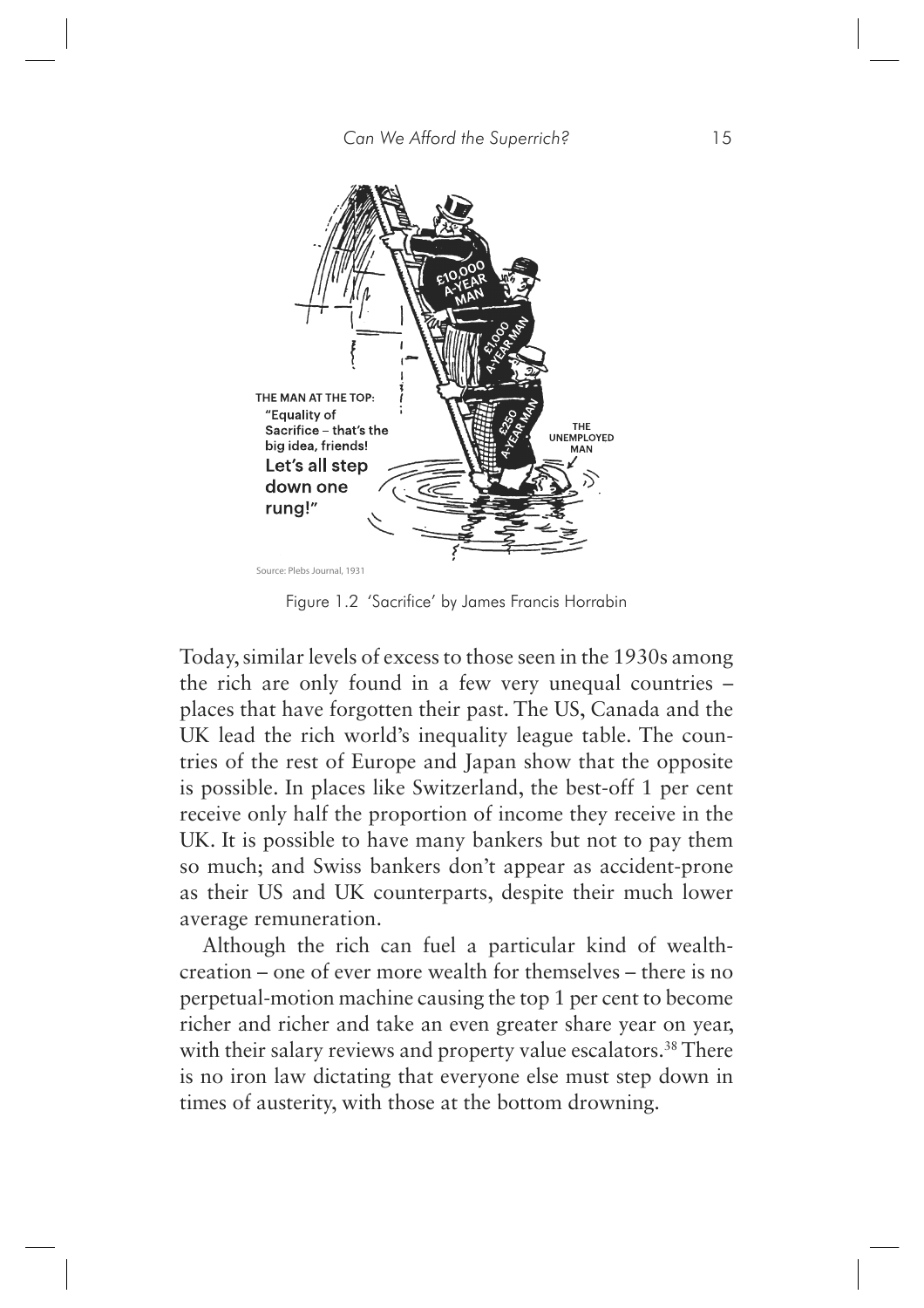THE MAN AT THE TOP:
"Equality of Sacrifice – that's the big idea, friends!
Let's all step down one rung!"

£10,000 A-YEAR MAN

£1,000 A-YEAR MAN

£250 A-YEAR MAN

THE UNEMPLOYED MAN

Source: Plebs Journal, 1931

Figure 1.2 'Sacrifice' by James Francis Horrabin

Today, similar levels of excess to those seen in the 1930s among the rich are only found in a few very unequal countries – places that have forgotten their past. The US, Canada and the UK lead the rich world's inequality league table. The countries of the rest of Europe and Japan show that the opposite is possible. In places like Switzerland, the best-off 1 per cent receive only half the proportion of income they receive in the UK. It is possible to have many bankers but not to pay them so much; and Swiss bankers don't appear as accident-prone as their US and UK counterparts, despite their much lower average remuneration.

Although the rich can fuel a particular kind of wealth-creation – one of ever more wealth for themselves – there is no perpetual-motion machine causing the top 1 per cent to become richer and richer and take an even greater share year on year, with their salary reviews and property value escalators.[38] There is no iron law dictating that everyone else must step down in times of austerity, with those at the bottom drowning.